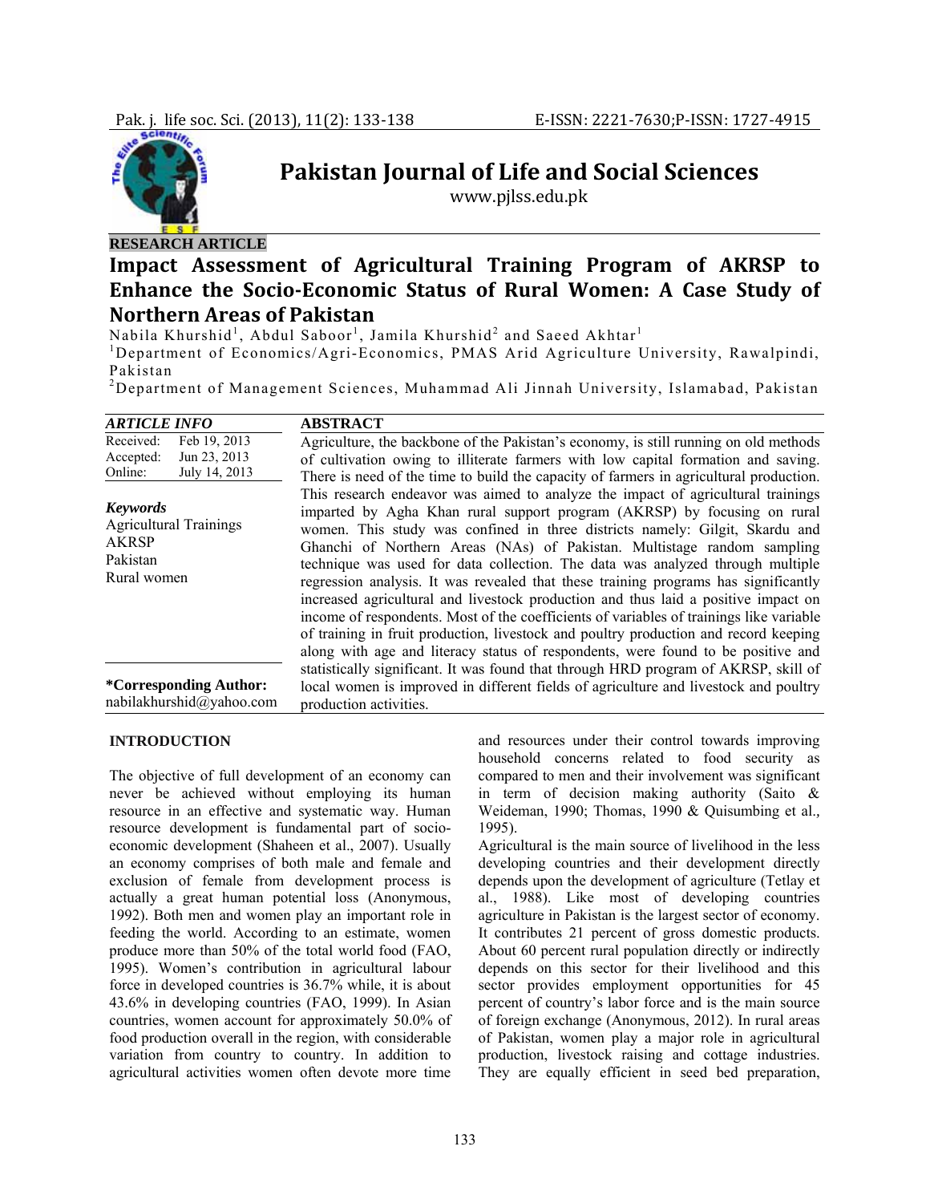# Pakistan Journal of Life and Social Sciences

www.pjlss.edu.pk

**RESEARCH ARTICLE**

## Impact Assessment of Agricultural Training Program of AKRSP to Enhance the Socio-Economic Status of Rural Women: A Case Study of Northern Areas of Pakistan

Nabila Khurshid[1], Abdul Saboor[1], Jamila Khurshid[2] and Saeed Akhtar[1]

[1]Department of Economics/Agri-Economics, PMAS Arid Agriculture University, Rawalpindi, Pakistan

[2]Department of Management Sciences, Muhammad Ali Jinnah University, Islamabad, Pakistan

| *ARTICLE INFO* | |
|---|---|
| Received: | Feb 19, 2013 |
| Accepted: | Jun 23, 2013 |
| Online: | July 14, 2013 |

***Keywords***

Agricultural Trainings
AKRSP
Pakistan
Rural women

**\*Corresponding Author:**
nabilakhurshid@yahoo.com

**ABSTRACT**

Agriculture, the backbone of the Pakistan's economy, is still running on old methods of cultivation owing to illiterate farmers with low capital formation and saving. There is need of the time to build the capacity of farmers in agricultural production. This research endeavor was aimed to analyze the impact of agricultural trainings imparted by Agha Khan rural support program (AKRSP) by focusing on rural women. This study was confined in three districts namely: Gilgit, Skardu and Ghanchi of Northern Areas (NAs) of Pakistan. Multistage random sampling technique was used for data collection. The data was analyzed through multiple regression analysis. It was revealed that these training programs has significantly increased agricultural and livestock production and thus laid a positive impact on income of respondents. Most of the coefficients of variables of trainings like variable of training in fruit production, livestock and poultry production and record keeping along with age and literacy status of respondents, were found to be positive and statistically significant. It was found that through HRD program of AKRSP, skill of local women is improved in different fields of agriculture and livestock and poultry production activities.

## INTRODUCTION

The objective of full development of an economy can never be achieved without employing its human resource in an effective and systematic way. Human resource development is fundamental part of socio-economic development (Shaheen et al., 2007). Usually an economy comprises of both male and female and exclusion of female from development process is actually a great human potential loss (Anonymous, 1992). Both men and women play an important role in feeding the world. According to an estimate, women produce more than 50% of the total world food (FAO, 1995). Women's contribution in agricultural labour force in developed countries is 36.7% while, it is about 43.6% in developing countries (FAO, 1999). In Asian countries, women account for approximately 50.0% of food production overall in the region, with considerable variation from country to country. In addition to agricultural activities women often devote more time and resources under their control towards improving household concerns related to food security as compared to men and their involvement was significant in term of decision making authority (Saito & Weideman, 1990; Thomas, 1990 & Quisumbing et al., 1995).

Agricultural is the main source of livelihood in the less developing countries and their development directly depends upon the development of agriculture (Tetlay et al., 1988). Like most of developing countries agriculture in Pakistan is the largest sector of economy. It contributes 21 percent of gross domestic products. About 60 percent rural population directly or indirectly depends on this sector for their livelihood and this sector provides employment opportunities for 45 percent of country's labor force and is the main source of foreign exchange (Anonymous, 2012). In rural areas of Pakistan, women play a major role in agricultural production, livestock raising and cottage industries. They are equally efficient in seed bed preparation,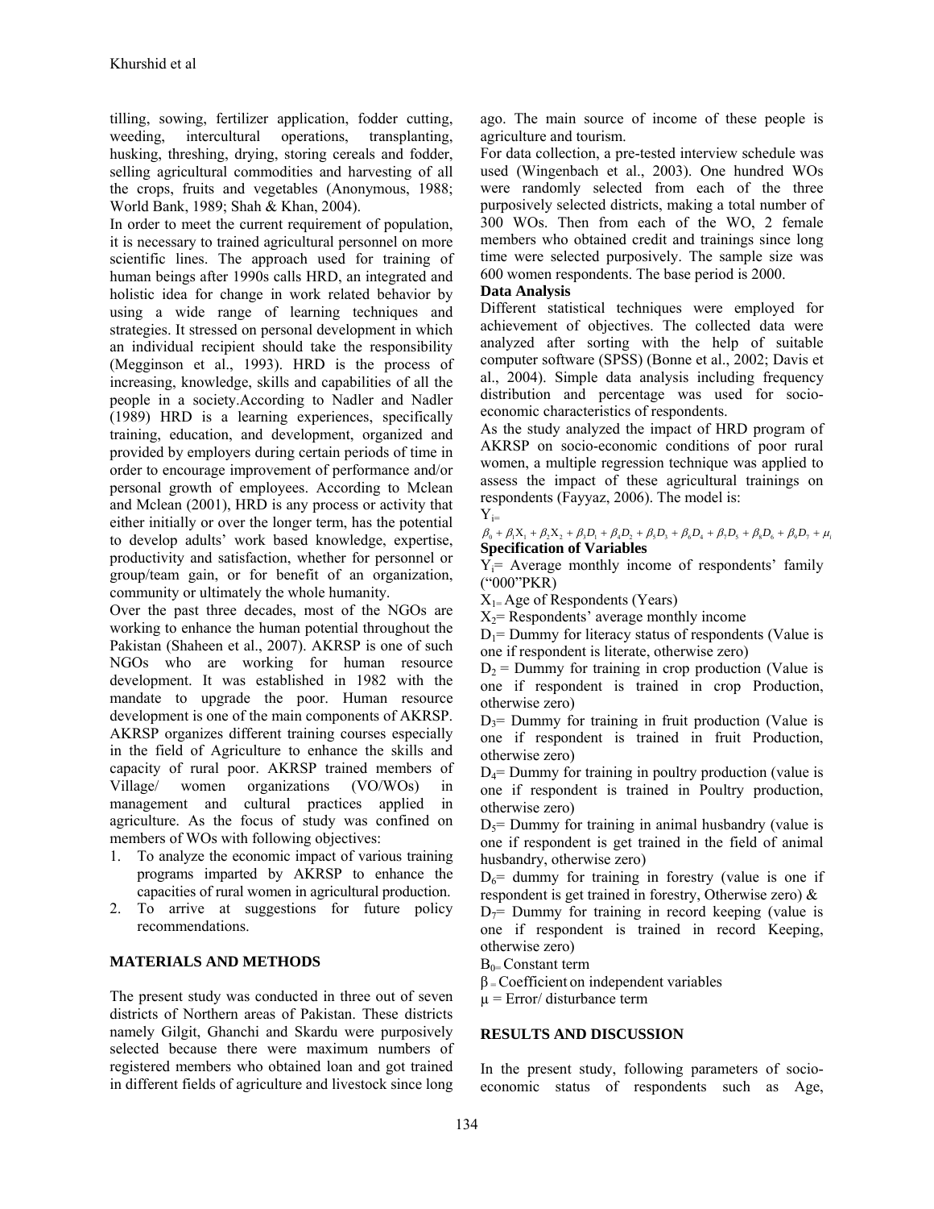tilling, sowing, fertilizer application, fodder cutting, weeding, intercultural operations, transplanting, husking, threshing, drying, storing cereals and fodder, selling agricultural commodities and harvesting of all the crops, fruits and vegetables (Anonymous, 1988; World Bank, 1989; Shah & Khan, 2004).

In order to meet the current requirement of population, it is necessary to trained agricultural personnel on more scientific lines. The approach used for training of human beings after 1990s calls HRD, an integrated and holistic idea for change in work related behavior by using a wide range of learning techniques and strategies. It stressed on personal development in which an individual recipient should take the responsibility (Megginson et al., 1993). HRD is the process of increasing, knowledge, skills and capabilities of all the people in a society.According to Nadler and Nadler (1989) HRD is a learning experiences, specifically training, education, and development, organized and provided by employers during certain periods of time in order to encourage improvement of performance and/or personal growth of employees. According to Mclean and Mclean (2001), HRD is any process or activity that either initially or over the longer term, has the potential to develop adults' work based knowledge, expertise, productivity and satisfaction, whether for personnel or group/team gain, or for benefit of an organization, community or ultimately the whole humanity.

Over the past three decades, most of the NGOs are working to enhance the human potential throughout the Pakistan (Shaheen et al., 2007). AKRSP is one of such NGOs who are working for human resource development. It was established in 1982 with the mandate to upgrade the poor. Human resource development is one of the main components of AKRSP. AKRSP organizes different training courses especially in the field of Agriculture to enhance the skills and capacity of rural poor. AKRSP trained members of Village/ women organizations (VO/WOs) in management and cultural practices applied in agriculture. As the focus of study was confined on members of WOs with following objectives:

1. To analyze the economic impact of various training programs imparted by AKRSP to enhance the capacities of rural women in agricultural production.
2. To arrive at suggestions for future policy recommendations.

## MATERIALS AND METHODS

The present study was conducted in three out of seven districts of Northern areas of Pakistan. These districts namely Gilgit, Ghanchi and Skardu were purposively selected because there were maximum numbers of registered members who obtained loan and got trained in different fields of agriculture and livestock since long ago. The main source of income of these people is agriculture and tourism.

For data collection, a pre-tested interview schedule was used (Wingenbach et al., 2003). One hundred WOs were randomly selected from each of the three purposively selected districts, making a total number of 300 WOs. Then from each of the WO, 2 female members who obtained credit and trainings since long time were selected purposively. The sample size was 600 women respondents. The base period is 2000.

### Data Analysis

Different statistical techniques were employed for achievement of objectives. The collected data were analyzed after sorting with the help of suitable computer software (SPSS) (Bonne et al., 2002; Davis et al., 2004). Simple data analysis including frequency distribution and percentage was used for socio-economic characteristics of respondents.

As the study analyzed the impact of HRD program of AKRSP on socio-economic conditions of poor rural women, a multiple regression technique was applied to assess the impact of these agricultural trainings on respondents (Fayyaz, 2006). The model is:

$$Y_i = \beta_0 + \beta_1 X_1 + \beta_2 X_2 + \beta_3 D_1 + \beta_4 D_2 + \beta_5 D_3 + \beta_6 D_4 + \beta_7 D_5 + \beta_8 D_6 + \beta_9 D_7 + \mu_i$$

### Specification of Variables

$Y_i$= Average monthly income of respondents' family ("000"PKR)

$X_1$= Age of Respondents (Years)

$X_2$= Respondents' average monthly income

$D_1$= Dummy for literacy status of respondents (Value is one if respondent is literate, otherwise zero)

$D_2$ = Dummy for training in crop production (Value is one if respondent is trained in crop Production, otherwise zero)

$D_3$= Dummy for training in fruit production (Value is one if respondent is trained in fruit Production, otherwise zero)

$D_4$= Dummy for training in poultry production (value is one if respondent is trained in Poultry production, otherwise zero)

$D_5$= Dummy for training in animal husbandry (value is one if respondent is get trained in the field of animal husbandry, otherwise zero)

$D_6$= dummy for training in forestry (value is one if respondent is get trained in forestry, Otherwise zero) &

$D_7$= Dummy for training in record keeping (value is one if respondent is trained in record Keeping, otherwise zero)

$B_0$= Constant term

$\beta$ = Coefficient on independent variables

$\mu$ = Error/ disturbance term

## RESULTS AND DISCUSSION

In the present study, following parameters of socio-economic status of respondents such as Age,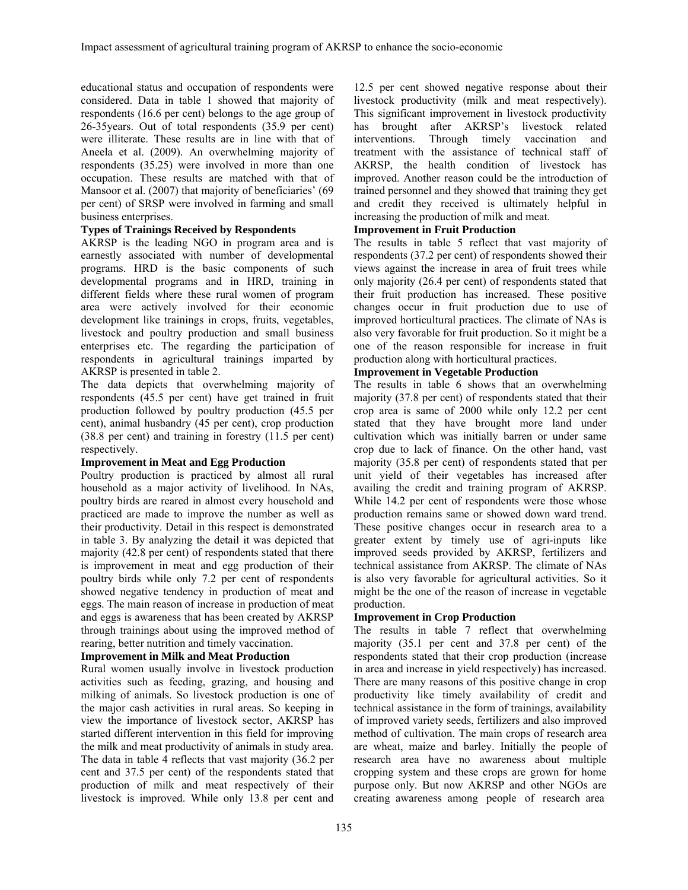educational status and occupation of respondents were considered. Data in table 1 showed that majority of respondents (16.6 per cent) belongs to the age group of 26-35years. Out of total respondents (35.9 per cent) were illiterate. These results are in line with that of Aneela et al. (2009). An overwhelming majority of respondents (35.25) were involved in more than one occupation. These results are matched with that of Mansoor et al. (2007) that majority of beneficiaries' (69 per cent) of SRSP were involved in farming and small business enterprises.

**Types of Trainings Received by Respondents**

AKRSP is the leading NGO in program area and is earnestly associated with number of developmental programs. HRD is the basic components of such developmental programs and in HRD, training in different fields where these rural women of program area were actively involved for their economic development like trainings in crops, fruits, vegetables, livestock and poultry production and small business enterprises etc. The regarding the participation of respondents in agricultural trainings imparted by AKRSP is presented in table 2.

The data depicts that overwhelming majority of respondents (45.5 per cent) have get trained in fruit production followed by poultry production (45.5 per cent), animal husbandry (45 per cent), crop production (38.8 per cent) and training in forestry (11.5 per cent) respectively.

**Improvement in Meat and Egg Production**

Poultry production is practiced by almost all rural household as a major activity of livelihood. In NAs, poultry birds are reared in almost every household and practiced are made to improve the number as well as their productivity. Detail in this respect is demonstrated in table 3. By analyzing the detail it was depicted that majority (42.8 per cent) of respondents stated that there is improvement in meat and egg production of their poultry birds while only 7.2 per cent of respondents showed negative tendency in production of meat and eggs. The main reason of increase in production of meat and eggs is awareness that has been created by AKRSP through trainings about using the improved method of rearing, better nutrition and timely vaccination.

**Improvement in Milk and Meat Production**

Rural women usually involve in livestock production activities such as feeding, grazing, and housing and milking of animals. So livestock production is one of the major cash activities in rural areas. So keeping in view the importance of livestock sector, AKRSP has started different intervention in this field for improving the milk and meat productivity of animals in study area. The data in table 4 reflects that vast majority (36.2 per cent and 37.5 per cent) of the respondents stated that production of milk and meat respectively of their livestock is improved. While only 13.8 per cent and 12.5 per cent showed negative response about their livestock productivity (milk and meat respectively). This significant improvement in livestock productivity has brought after AKRSP's livestock related interventions. Through timely vaccination and treatment with the assistance of technical staff of AKRSP, the health condition of livestock has improved. Another reason could be the introduction of trained personnel and they showed that training they get and credit they received is ultimately helpful in increasing the production of milk and meat.

**Improvement in Fruit Production**

The results in table 5 reflect that vast majority of respondents (37.2 per cent) of respondents showed their views against the increase in area of fruit trees while only majority (26.4 per cent) of respondents stated that their fruit production has increased. These positive changes occur in fruit production due to use of improved horticultural practices. The climate of NAs is also very favorable for fruit production. So it might be a one of the reason responsible for increase in fruit production along with horticultural practices.

**Improvement in Vegetable Production**

The results in table 6 shows that an overwhelming majority (37.8 per cent) of respondents stated that their crop area is same of 2000 while only 12.2 per cent stated that they have brought more land under cultivation which was initially barren or under same crop due to lack of finance. On the other hand, vast majority (35.8 per cent) of respondents stated that per unit yield of their vegetables has increased after availing the credit and training program of AKRSP. While 14.2 per cent of respondents were those whose production remains same or showed down ward trend. These positive changes occur in research area to a greater extent by timely use of agri-inputs like improved seeds provided by AKRSP, fertilizers and technical assistance from AKRSP. The climate of NAs is also very favorable for agricultural activities. So it might be the one of the reason of increase in vegetable production.

**Improvement in Crop Production**

The results in table 7 reflect that overwhelming majority (35.1 per cent and 37.8 per cent) of the respondents stated that their crop production (increase in area and increase in yield respectively) has increased. There are many reasons of this positive change in crop productivity like timely availability of credit and technical assistance in the form of trainings, availability of improved variety seeds, fertilizers and also improved method of cultivation. The main crops of research area are wheat, maize and barley. Initially the people of research area have no awareness about multiple cropping system and these crops are grown for home purpose only. But now AKRSP and other NGOs are creating awareness among people of research area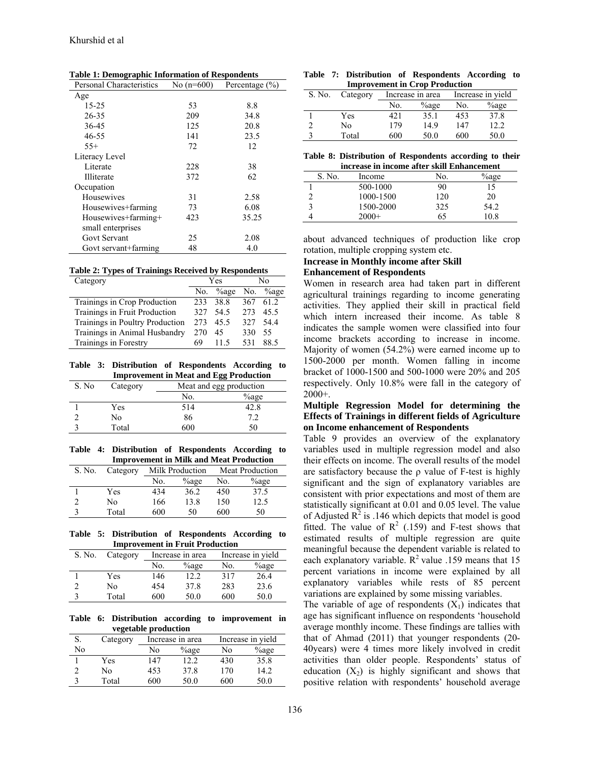**Table 1: Demographic Information of Respondents**

| Personal Characteristics | No (n=600) | Percentage (%) |
|---|---|---|
| Age | | |
| 15-25 | 53 | 8.8 |
| 26-35 | 209 | 34.8 |
| 36-45 | 125 | 20.8 |
| 46-55 | 141 | 23.5 |
| 55+ | 72 | 12 |
| Literacy Level | | |
| Literate | 228 | 38 |
| Illiterate | 372 | 62 |
| Occupation | | |
| Housewives | 31 | 2.58 |
| Housewives+farming | 73 | 6.08 |
| Housewives+farming+ small enterprises | 423 | 35.25 |
| Govt Servant | 25 | 2.08 |
| Govt servant+farming | 48 | 4.0 |

**Table 2: Types of Trainings Received by Respondents**

| Category | Yes | | No | |
|---|---|---|---|---|
| | No. | %age | No. | %age |
| Trainings in Crop Production | 233 | 38.8 | 367 | 61.2 |
| Trainings in Fruit Production | 327 | 54.5 | 273 | 45.5 |
| Trainings in Poultry Production | 273 | 45.5 | 327 | 54.4 |
| Trainings in Animal Husbandry | 270 | 45 | 330 | 55 |
| Trainings in Forestry | 69 | 11.5 | 531 | 88.5 |

**Table 3: Distribution of Respondents According to Improvement in Meat and Egg Production**

| S. No | Category | Meat and egg production | |
|---|---|---|---|
| | | No. | %age |
| 1 | Yes | 514 | 42.8 |
| 2 | No | 86 | 7.2 |
| 3 | Total | 600 | 50 |

**Table 4: Distribution of Respondents According to Improvement in Milk and Meat Production**

| S. No. | Category | Milk Production | | Meat Production | |
|---|---|---|---|---|---|
| | | No. | %age | No. | %age |
| 1 | Yes | 434 | 36.2 | 450 | 37.5 |
| 2 | No | 166 | 13.8 | 150 | 12.5 |
| 3 | Total | 600 | 50 | 600 | 50 |

**Table 5: Distribution of Respondents According to Improvement in Fruit Production**

| S. No. | Category | Increase in area | | Increase in yield | |
|---|---|---|---|---|---|
| | | No. | %age | No. | %age |
| 1 | Yes | 146 | 12.2 | 317 | 26.4 |
| 2 | No | 454 | 37.8 | 283 | 23.6 |
| 3 | Total | 600 | 50.0 | 600 | 50.0 |

**Table 6: Distribution according to improvement in vegetable production**

| S. No | Category | Increase in area | | Increase in yield | |
|---|---|---|---|---|---|
| | | No | %age | No | %age |
| 1 | Yes | 147 | 12.2 | 430 | 35.8 |
| 2 | No | 453 | 37.8 | 170 | 14.2 |
| 3 | Total | 600 | 50.0 | 600 | 50.0 |

**Table 7: Distribution of Respondents According to Improvement in Crop Production**

| S. No. | Category | Increase in area | | Increase in yield | |
|---|---|---|---|---|---|
| | | No. | %age | No. | %age |
| 1 | Yes | 421 | 35.1 | 453 | 37.8 |
| 2 | No | 179 | 14.9 | 147 | 12.2 |
| 3 | Total | 600 | 50.0 | 600 | 50.0 |

**Table 8: Distribution of Respondents according to their increase in income after skill Enhancement**

| S. No. | Income | No. | %age |
|---|---|---|---|
| 1 | 500-1000 | 90 | 15 |
| 2 | 1000-1500 | 120 | 20 |
| 3 | 1500-2000 | 325 | 54.2 |
| 4 | 2000+ | 65 | 10.8 |

about advanced techniques of production like crop rotation, multiple cropping system etc.

### Increase in Monthly income after Skill Enhancement of Respondents

Women in research area had taken part in different agricultural trainings regarding to income generating activities. They applied their skill in practical field which intern increased their income. As table 8 indicates the sample women were classified into four income brackets according to increase in income. Majority of women (54.2%) were earned income up to 1500-2000 per month. Women falling in income bracket of 1000-1500 and 500-1000 were 20% and 205 respectively. Only 10.8% were fall in the category of 2000+.

### Multiple Regression Model for determining the Effects of Trainings in different fields of Agriculture on Income enhancement of Respondents

Table 9 provides an overview of the explanatory variables used in multiple regression model and also their effects on income. The overall results of the model are satisfactory because the ρ value of F-test is highly significant and the sign of explanatory variables are consistent with prior expectations and most of them are statistically significant at 0.01 and 0.05 level. The value of Adjusted $R^2$ is .146 which depicts that model is good fitted. The value of $R^2$ (.159) and F-test shows that estimated results of multiple regression are quite meaningful because the dependent variable is related to each explanatory variable. $R^2$ value .159 means that 15 percent variations in income were explained by all explanatory variables while rests of 85 percent variations are explained by some missing variables.

The variable of age of respondents ($X_1$) indicates that age has significant influence on respondents 'household average monthly income. These findings are tallies with that of Ahmad (2011) that younger respondents (20-40years) were 4 times more likely involved in credit activities than older people. Respondents' status of education ($X_2$) is highly significant and shows that positive relation with respondents' household average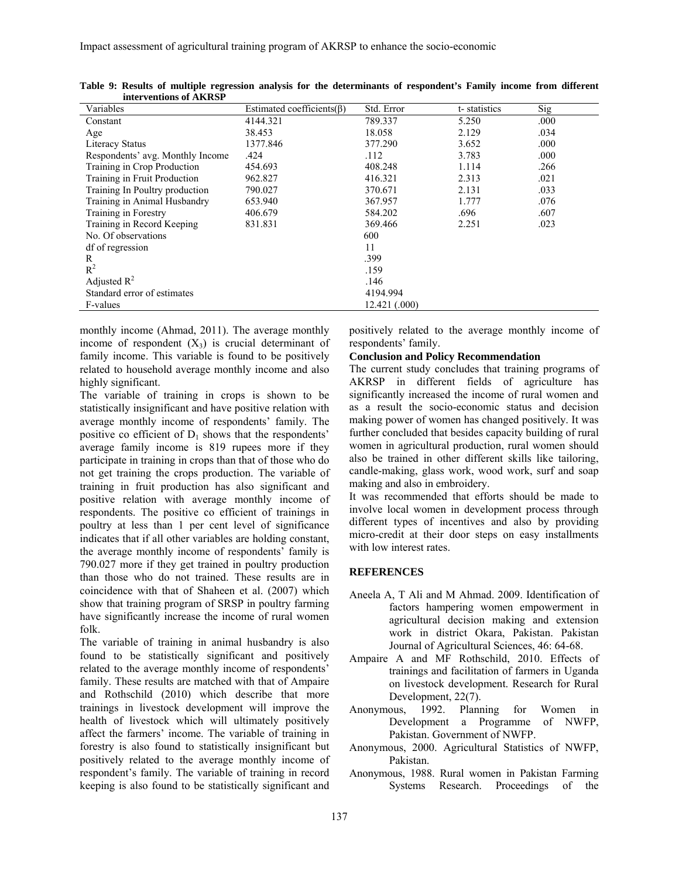**Table 9: Results of multiple regression analysis for the determinants of respondent's Family income from different interventions of AKRSP**

| Variables | Estimated coefficients(β) | Std. Error | t- statistics | Sig |
|---|---|---|---|---|
| Constant | 4144.321 | 789.337 | 5.250 | .000 |
| Age | 38.453 | 18.058 | 2.129 | .034 |
| Literacy Status | 1377.846 | 377.290 | 3.652 | .000 |
| Respondents' avg. Monthly Income | .424 | .112 | 3.783 | .000 |
| Training in Crop Production | 454.693 | 408.248 | 1.114 | .266 |
| Training in Fruit Production | 962.827 | 416.321 | 2.313 | .021 |
| Training In Poultry production | 790.027 | 370.671 | 2.131 | .033 |
| Training in Animal Husbandry | 653.940 | 367.957 | 1.777 | .076 |
| Training in Forestry | 406.679 | 584.202 | .696 | .607 |
| Training in Record Keeping | 831.831 | 369.466 | 2.251 | .023 |
| No. Of observations | | 600 | | |
| df of regression | | 11 | | |
| R | | .399 | | |
| $R^2$ | | .159 | | |
| Adjusted $R^2$ | | .146 | | |
| Standard error of estimates | | 4194.994 | | |
| F-values | | 12.421 (.000) | | |

monthly income (Ahmad, 2011). The average monthly income of respondent ($X_3$) is crucial determinant of family income. This variable is found to be positively related to household average monthly income and also highly significant.

The variable of training in crops is shown to be statistically insignificant and have positive relation with average monthly income of respondents' family. The positive co efficient of $D_1$ shows that the respondents' average family income is 819 rupees more if they participate in training in crops than that of those who do not get training the crops production. The variable of training in fruit production has also significant and positive relation with average monthly income of respondents. The positive co efficient of trainings in poultry at less than 1 per cent level of significance indicates that if all other variables are holding constant, the average monthly income of respondents' family is 790.027 more if they get trained in poultry production than those who do not trained. These results are in coincidence with that of Shaheen et al. (2007) which show that training program of SRSP in poultry farming have significantly increase the income of rural women folk.

The variable of training in animal husbandry is also found to be statistically significant and positively related to the average monthly income of respondents' family. These results are matched with that of Ampaire and Rothschild (2010) which describe that more trainings in livestock development will improve the health of livestock which will ultimately positively affect the farmers' income. The variable of training in forestry is also found to statistically insignificant but positively related to the average monthly income of respondent's family. The variable of training in record keeping is also found to be statistically significant and positively related to the average monthly income of respondents' family.

**Conclusion and Policy Recommendation**

The current study concludes that training programs of AKRSP in different fields of agriculture has significantly increased the income of rural women and as a result the socio-economic status and decision making power of women has changed positively. It was further concluded that besides capacity building of rural women in agricultural production, rural women should also be trained in other different skills like tailoring, candle-making, glass work, wood work, surf and soap making and also in embroidery.

It was recommended that efforts should be made to involve local women in development process through different types of incentives and also by providing micro-credit at their door steps on easy installments with low interest rates.

## REFERENCES

Aneela A, T Ali and M Ahmad. 2009. Identification of factors hampering women empowerment in agricultural decision making and extension work in district Okara, Pakistan. Pakistan Journal of Agricultural Sciences, 46: 64-68.

Ampaire A and MF Rothschild, 2010. Effects of trainings and facilitation of farmers in Uganda on livestock development. Research for Rural Development, 22(7).

Anonymous, 1992. Planning for Women in Development a Programme of NWFP, Pakistan. Government of NWFP.

Anonymous, 2000. Agricultural Statistics of NWFP, Pakistan.

Anonymous, 1988. Rural women in Pakistan Farming Systems Research. Proceedings of the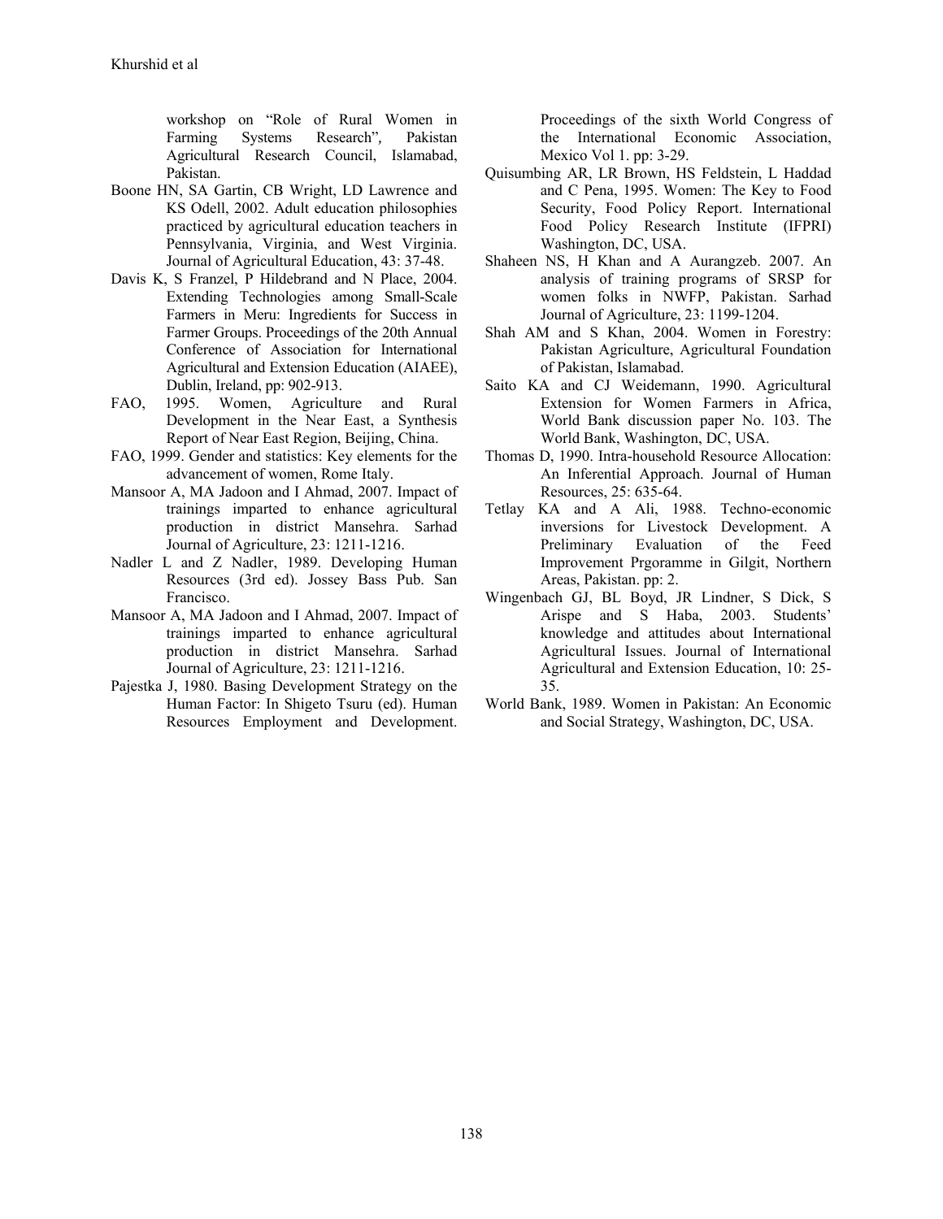workshop on "Role of Rural Women in Farming Systems Research", Pakistan Agricultural Research Council, Islamabad, Pakistan.

Boone HN, SA Gartin, CB Wright, LD Lawrence and KS Odell, 2002. Adult education philosophies practiced by agricultural education teachers in Pennsylvania, Virginia, and West Virginia. Journal of Agricultural Education, 43: 37-48.

Davis K, S Franzel, P Hildebrand and N Place, 2004. Extending Technologies among Small-Scale Farmers in Meru: Ingredients for Success in Farmer Groups. Proceedings of the 20th Annual Conference of Association for International Agricultural and Extension Education (AIAEE), Dublin, Ireland, pp: 902-913.

FAO, 1995. Women, Agriculture and Rural Development in the Near East, a Synthesis Report of Near East Region, Beijing, China.

FAO, 1999. Gender and statistics: Key elements for the advancement of women, Rome Italy.

Mansoor A, MA Jadoon and I Ahmad, 2007. Impact of trainings imparted to enhance agricultural production in district Mansehra. Sarhad Journal of Agriculture, 23: 1211-1216.

Nadler L and Z Nadler, 1989. Developing Human Resources (3rd ed). Jossey Bass Pub. San Francisco.

Mansoor A, MA Jadoon and I Ahmad, 2007. Impact of trainings imparted to enhance agricultural production in district Mansehra. Sarhad Journal of Agriculture, 23: 1211-1216.

Pajestka J, 1980. Basing Development Strategy on the Human Factor: In Shigeto Tsuru (ed). Human Resources Employment and Development. Proceedings of the sixth World Congress of the International Economic Association, Mexico Vol 1. pp: 3-29.

Quisumbing AR, LR Brown, HS Feldstein, L Haddad and C Pena, 1995. Women: The Key to Food Security, Food Policy Report. International Food Policy Research Institute (IFPRI) Washington, DC, USA.

Shaheen NS, H Khan and A Aurangzeb. 2007. An analysis of training programs of SRSP for women folks in NWFP, Pakistan. Sarhad Journal of Agriculture, 23: 1199-1204.

Shah AM and S Khan, 2004. Women in Forestry: Pakistan Agriculture, Agricultural Foundation of Pakistan, Islamabad.

Saito KA and CJ Weidemann, 1990. Agricultural Extension for Women Farmers in Africa, World Bank discussion paper No. 103. The World Bank, Washington, DC, USA.

Thomas D, 1990. Intra-household Resource Allocation: An Inferential Approach. Journal of Human Resources, 25: 635-64.

Tetlay KA and A Ali, 1988. Techno-economic inversions for Livestock Development. A Preliminary Evaluation of the Feed Improvement Prgoramme in Gilgit, Northern Areas, Pakistan. pp: 2.

Wingenbach GJ, BL Boyd, JR Lindner, S Dick, S Arispe and S Haba, 2003. Students' knowledge and attitudes about International Agricultural Issues. Journal of International Agricultural and Extension Education, 10: 25-35.

World Bank, 1989. Women in Pakistan: An Economic and Social Strategy, Washington, DC, USA.